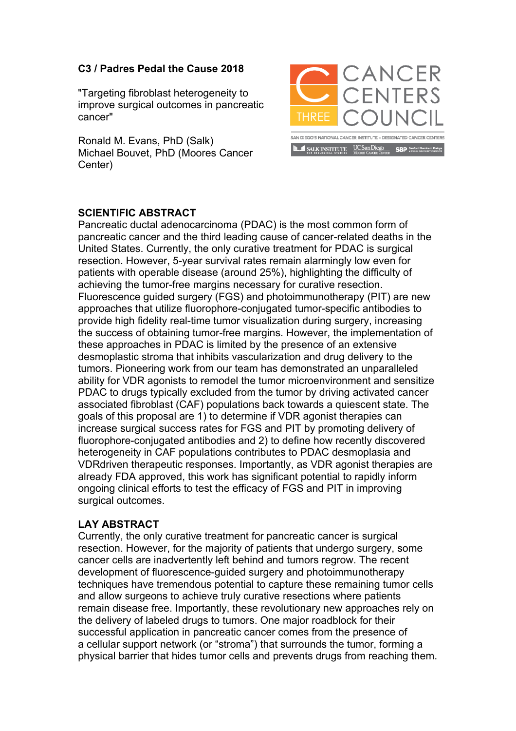**C3 / Padres Pedal the Cause 2018**

"Targeting fibroblast heterogeneity to improve surgical outcomes in pancreatic cancer"

Ronald M. Evans, PhD (Salk)
Michael Bouvet, PhD (Moores Cancer Center)

CANCER CENTERS COUNCIL THREE

SAN DIEGO'S NATIONAL CANCER INSTITUTE – DESIGNATED CANCER CENTERS

SALK INSTITUTE FOR BIOLOGICAL STUDIES | UC San Diego Moores Cancer Center | SBP Sanford Burnham Prebys Medical Discovery Institute

## SCIENTIFIC ABSTRACT

Pancreatic ductal adenocarcinoma (PDAC) is the most common form of pancreatic cancer and the third leading cause of cancer-related deaths in the United States. Currently, the only curative treatment for PDAC is surgical resection. However, 5-year survival rates remain alarmingly low even for patients with operable disease (around 25%), highlighting the difficulty of achieving the tumor-free margins necessary for curative resection. Fluorescence guided surgery (FGS) and photoimmunotherapy (PIT) are new approaches that utilize fluorophore-conjugated tumor-specific antibodies to provide high fidelity real-time tumor visualization during surgery, increasing the success of obtaining tumor-free margins. However, the implementation of these approaches in PDAC is limited by the presence of an extensive desmoplastic stroma that inhibits vascularization and drug delivery to the tumors. Pioneering work from our team has demonstrated an unparalleled ability for VDR agonists to remodel the tumor microenvironment and sensitize PDAC to drugs typically excluded from the tumor by driving activated cancer associated fibroblast (CAF) populations back towards a quiescent state. The goals of this proposal are 1) to determine if VDR agonist therapies can increase surgical success rates for FGS and PIT by promoting delivery of fluorophore-conjugated antibodies and 2) to define how recently discovered heterogeneity in CAF populations contributes to PDAC desmoplasia and VDRdriven therapeutic responses. Importantly, as VDR agonist therapies are already FDA approved, this work has significant potential to rapidly inform ongoing clinical efforts to test the efficacy of FGS and PIT in improving surgical outcomes.

## LAY ABSTRACT

Currently, the only curative treatment for pancreatic cancer is surgical resection. However, for the majority of patients that undergo surgery, some cancer cells are inadvertently left behind and tumors regrow. The recent development of fluorescence-guided surgery and photoimmunotherapy techniques have tremendous potential to capture these remaining tumor cells and allow surgeons to achieve truly curative resections where patients remain disease free. Importantly, these revolutionary new approaches rely on the delivery of labeled drugs to tumors. One major roadblock for their successful application in pancreatic cancer comes from the presence of a cellular support network (or "stroma") that surrounds the tumor, forming a physical barrier that hides tumor cells and prevents drugs from reaching them.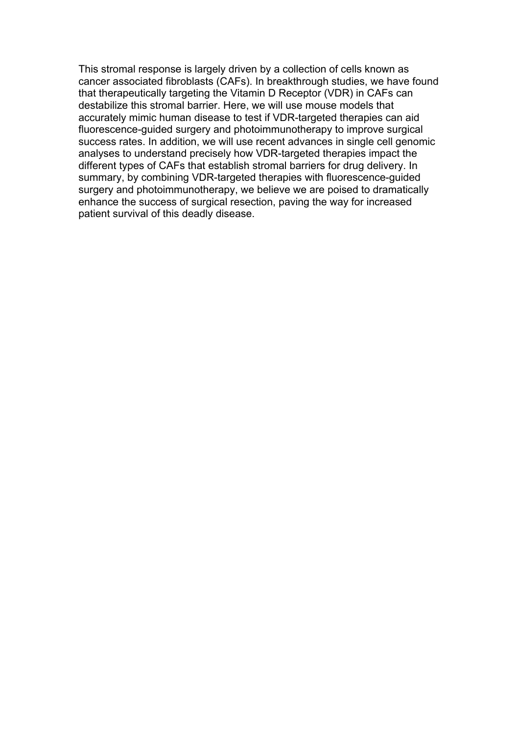This stromal response is largely driven by a collection of cells known as cancer associated fibroblasts (CAFs). In breakthrough studies, we have found that therapeutically targeting the Vitamin D Receptor (VDR) in CAFs can destabilize this stromal barrier. Here, we will use mouse models that accurately mimic human disease to test if VDR-targeted therapies can aid fluorescence-guided surgery and photoimmunotherapy to improve surgical success rates. In addition, we will use recent advances in single cell genomic analyses to understand precisely how VDR-targeted therapies impact the different types of CAFs that establish stromal barriers for drug delivery. In summary, by combining VDR-targeted therapies with fluorescence-guided surgery and photoimmunotherapy, we believe we are poised to dramatically enhance the success of surgical resection, paving the way for increased patient survival of this deadly disease.